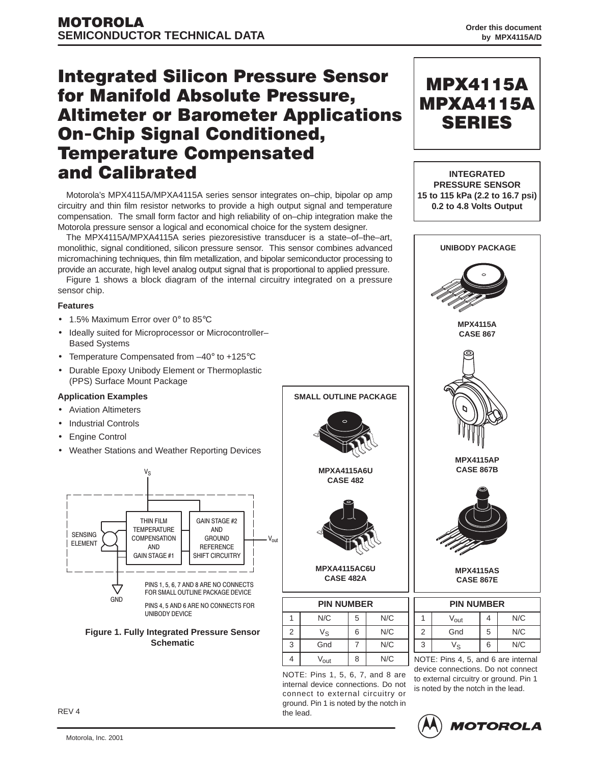**MOTOROLA**
**SEMICONDUCTOR TECHNICAL DATA**

Order this document by MPX4115A/D

# Integrated Silicon Pressure Sensor for Manifold Absolute Pressure, Altimeter or Barometer Applications On-Chip Signal Conditioned, Temperature Compensated and Calibrated

**MPX4115A**
**MPXA4115A**
**SERIES**

**INTEGRATED PRESSURE SENSOR**
**15 to 115 kPa (2.2 to 16.7 psi)**
**0.2 to 4.8 Volts Output**

Motorola's MPX4115A/MPXA4115A series sensor integrates on–chip, bipolar op amp circuitry and thin film resistor networks to provide a high output signal and temperature compensation. The small form factor and high reliability of on–chip integration make the Motorola pressure sensor a logical and economical choice for the system designer.

The MPX4115A/MPXA4115A series piezoresistive transducer is a state–of–the–art, monolithic, signal conditioned, silicon pressure sensor. This sensor combines advanced micromachining techniques, thin film metallization, and bipolar semiconductor processing to provide an accurate, high level analog output signal that is proportional to applied pressure.

Figure 1 shows a block diagram of the internal circuitry integrated on a pressure sensor chip.

### Features

- 1.5% Maximum Error over 0° to 85°C
- Ideally suited for Microprocessor or Microcontroller–Based Systems
- Temperature Compensated from –40° to +125°C
- Durable Epoxy Unibody Element or Thermoplastic (PPS) Surface Mount Package

### Application Examples

- Aviation Altimeters
- Industrial Controls
- Engine Control
- Weather Stations and Weather Reporting Devices

$V_S$

SENSING ELEMENT — THIN FILM TEMPERATURE COMPENSATION AND GAIN STAGE #1 — GAIN STAGE #2 AND GROUND REFERENCE SHIFT CIRCUITRY — $V_{out}$

GND

PINS 1, 5, 6, 7 AND 8 ARE NO CONNECTS FOR SMALL OUTLINE PACKAGE DEVICE

PINS 4, 5 AND 6 ARE NO CONNECTS FOR UNIBODY DEVICE

**Figure 1. Fully Integrated Pressure Sensor Schematic**

**SMALL OUTLINE PACKAGE**

**MPXA4115A6U**
**CASE 482**

**MPXA4115AC6U**
**CASE 482A**

| PIN NUMBER | | | |
|---|---|---|---|
| 1 | N/C | 5 | N/C |
| 2 | $V_S$ | 6 | N/C |
| 3 | Gnd | 7 | N/C |
| 4 | $V_{out}$ | 8 | N/C |

NOTE: Pins 1, 5, 6, 7, and 8 are internal device connections. Do not connect to external circuitry or ground. Pin 1 is noted by the notch in the lead.

**UNIBODY PACKAGE**

**MPX4115A**
**CASE 867**

**MPX4115AP**
**CASE 867B**

**MPX4115AS**
**CASE 867E**

| PIN NUMBER | | | |
|---|---|---|---|
| 1 | $V_{out}$ | 4 | N/C |
| 2 | Gnd | 5 | N/C |
| 3 | $V_S$ | 6 | N/C |

NOTE: Pins 4, 5, and 6 are internal device connections. Do not connect to external circuitry or ground. Pin 1 is noted by the notch in the lead.

REV 4

Motorola, Inc. 2001

MOTOROLA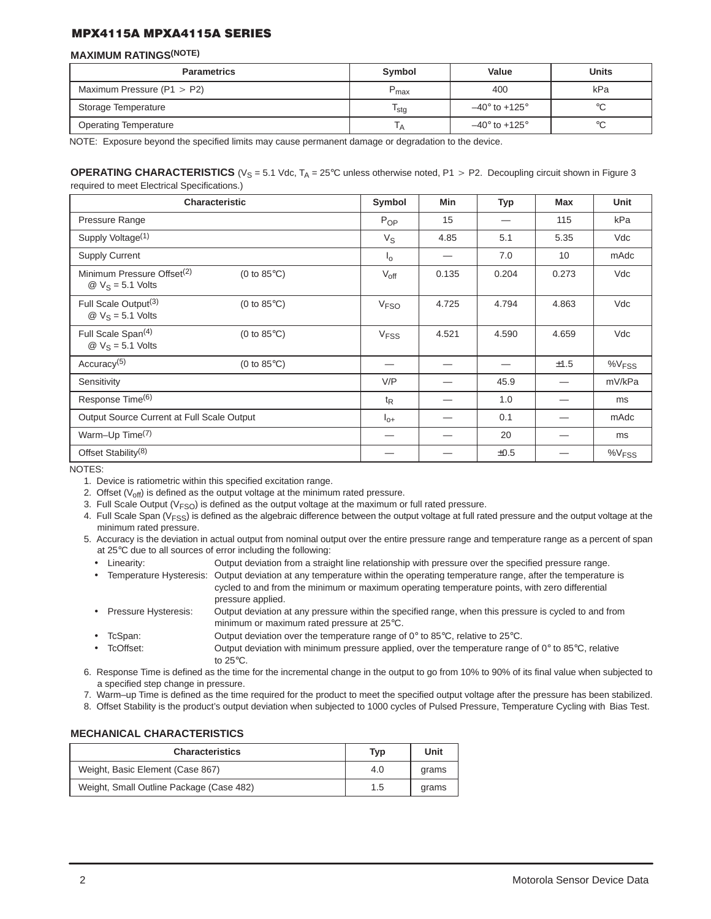## MPX4115A MPXA4115A SERIES

### MAXIMUM RATINGS(NOTE)

| Parametrics | Symbol | Value | Units |
|---|---|---|---|
| Maximum Pressure (P1 > P2) | $P_{max}$ | 400 | kPa |
| Storage Temperature | $T_{stg}$ | –40° to +125° | °C |
| Operating Temperature | $T_A$ | –40° to +125° | °C |

NOTE: Exposure beyond the specified limits may cause permanent damage or degradation to the device.

**OPERATING CHARACTERISTICS** ($V_S$ = 5.1 Vdc, $T_A$ = 25°C unless otherwise noted, P1 > P2. Decoupling circuit shown in Figure 3 required to meet Electrical Specifications.)

| Characteristic | | Symbol | Min | Typ | Max | Unit |
|---|---|---|---|---|---|---|
| Pressure Range | | $P_{OP}$ | 15 | — | 115 | kPa |
| Supply Voltage(1) | | $V_S$ | 4.85 | 5.1 | 5.35 | Vdc |
| Supply Current | | $I_o$ | — | 7.0 | 10 | mAdc |
| Minimum Pressure Offset(2) @ $V_S$ = 5.1 Volts | (0 to 85°C) | $V_{off}$ | 0.135 | 0.204 | 0.273 | Vdc |
| Full Scale Output(3) @ $V_S$ = 5.1 Volts | (0 to 85°C) | $V_{FSO}$ | 4.725 | 4.794 | 4.863 | Vdc |
| Full Scale Span(4) @ $V_S$ = 5.1 Volts | (0 to 85°C) | $V_{FSS}$ | 4.521 | 4.590 | 4.659 | Vdc |
| Accuracy(5) | (0 to 85°C) | — | — | — | ±1.5 | $\%V_{FSS}$ |
| Sensitivity | | V/P | — | 45.9 | — | mV/kPa |
| Response Time(6) | | $t_R$ | — | 1.0 | — | ms |
| Output Source Current at Full Scale Output | | $I_{o+}$ | — | 0.1 | — | mAdc |
| Warm–Up Time(7) | | — | — | 20 | — | ms |
| Offset Stability(8) | | — | — | ±0.5 | — | $\%V_{FSS}$ |

NOTES:

1. Device is ratiometric within this specified excitation range.
2. Offset ($V_{off}$) is defined as the output voltage at the minimum rated pressure.
3. Full Scale Output ($V_{FSO}$) is defined as the output voltage at the maximum or full rated pressure.
4. Full Scale Span ($V_{FSS}$) is defined as the algebraic difference between the output voltage at full rated pressure and the output voltage at the minimum rated pressure.
5. Accuracy is the deviation in actual output from nominal output over the entire pressure range and temperature range as a percent of span at 25°C due to all sources of error including the following:
   - Linearity: Output deviation from a straight line relationship with pressure over the specified pressure range.
   - Temperature Hysteresis: Output deviation at any temperature within the operating temperature range, after the temperature is cycled to and from the minimum or maximum operating temperature points, with zero differential pressure applied.
   - Pressure Hysteresis: Output deviation at any pressure within the specified range, when this pressure is cycled to and from minimum or maximum rated pressure at 25°C.
   - TcSpan: Output deviation over the temperature range of 0° to 85°C, relative to 25°C.
   - TcOffset: Output deviation with minimum pressure applied, over the temperature range of 0° to 85°C, relative to 25°C.
6. Response Time is defined as the time for the incremental change in the output to go from 10% to 90% of its final value when subjected to a specified step change in pressure.
7. Warm–up Time is defined as the time required for the product to meet the specified output voltage after the pressure has been stabilized.
8. Offset Stability is the product's output deviation when subjected to 1000 cycles of Pulsed Pressure, Temperature Cycling with Bias Test.

### MECHANICAL CHARACTERISTICS

| Characteristics | Typ | Unit |
|---|---|---|
| Weight, Basic Element (Case 867) | 4.0 | grams |
| Weight, Small Outline Package (Case 482) | 1.5 | grams |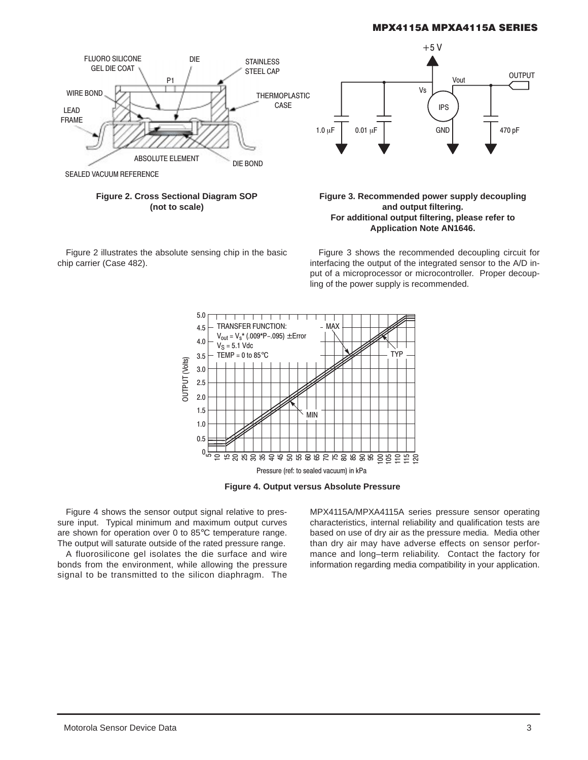Figure 2. Cross Sectional Diagram SOP (not to scale)

Figure 3. Recommended power supply decoupling and output filtering. For additional output filtering, please refer to Application Note AN1646.

Figure 2 illustrates the absolute sensing chip in the basic chip carrier (Case 482).

Figure 3 shows the recommended decoupling circuit for interfacing the output of the integrated sensor to the A/D input of a microprocessor or microcontroller. Proper decoupling of the power supply is recommended.

Figure 4. Output versus Absolute Pressure

Figure 4 shows the sensor output signal relative to pressure input. Typical minimum and maximum output curves are shown for operation over 0 to 85°C temperature range. The output will saturate outside of the rated pressure range.

A fluorosilicone gel isolates the die surface and wire bonds from the environment, while allowing the pressure signal to be transmitted to the silicon diaphragm. The MPX4115A/MPXA4115A series pressure sensor operating characteristics, internal reliability and qualification tests are based on use of dry air as the pressure media. Media other than dry air may have adverse effects on sensor performance and long–term reliability. Contact the factory for information regarding media compatibility in your application.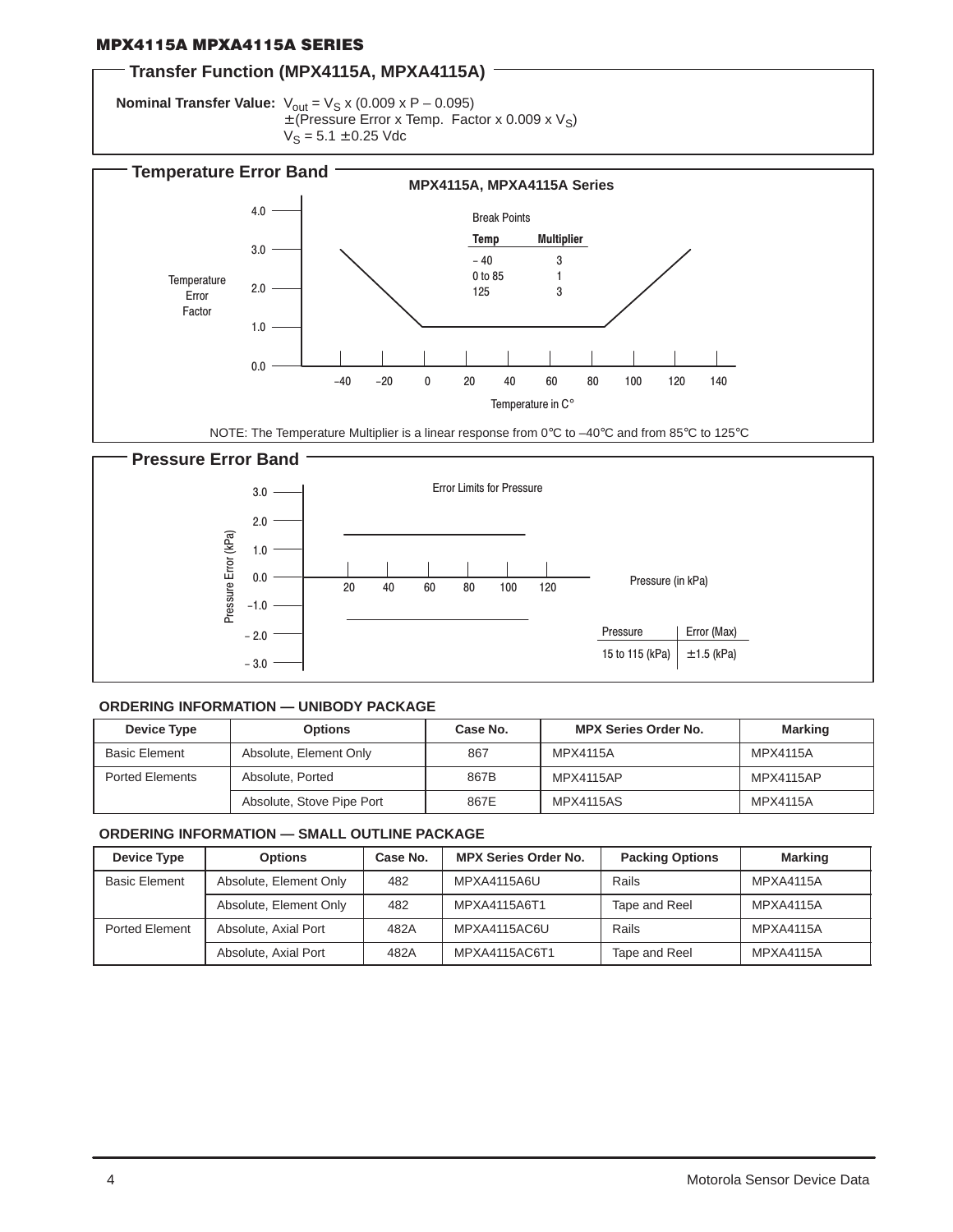## Transfer Function (MPX4115A, MPXA4115A)

**Nominal Transfer Value:** $V_{out} = V_S \times (0.009 \times P - 0.095)$
$\pm$(Pressure Error x Temp. Factor x 0.009 x $V_S$)
$V_S = 5.1 \pm 0.25$ Vdc

## Temperature Error Band

MPX4115A, MPXA4115A Series

Break Points

| Temp | Multiplier |
|---|---|
| – 40 | 3 |
| 0 to 85 | 1 |
| 125 | 3 |

Temperature Error Factor

Temperature in C°

NOTE: The Temperature Multiplier is a linear response from 0°C to –40°C and from 85°C to 125°C

## Pressure Error Band

Error Limits for Pressure

Pressure Error (kPa)

Pressure (in kPa)

| Pressure | Error (Max) |
|---|---|
| 15 to 115 (kPa) | ±1.5 (kPa) |

### ORDERING INFORMATION — UNIBODY PACKAGE

| Device Type | Options | Case No. | MPX Series Order No. | Marking |
|---|---|---|---|---|
| Basic Element | Absolute, Element Only | 867 | MPX4115A | MPX4115A |
| Ported Elements | Absolute, Ported | 867B | MPX4115AP | MPX4115AP |
| | Absolute, Stove Pipe Port | 867E | MPX4115AS | MPX4115A |

### ORDERING INFORMATION — SMALL OUTLINE PACKAGE

| Device Type | Options | Case No. | MPX Series Order No. | Packing Options | Marking |
|---|---|---|---|---|---|
| Basic Element | Absolute, Element Only | 482 | MPXA4115A6U | Rails | MPXA4115A |
| | Absolute, Element Only | 482 | MPXA4115A6T1 | Tape and Reel | MPXA4115A |
| Ported Element | Absolute, Axial Port | 482A | MPXA4115AC6U | Rails | MPXA4115A |
| | Absolute, Axial Port | 482A | MPXA4115AC6T1 | Tape and Reel | MPXA4115A |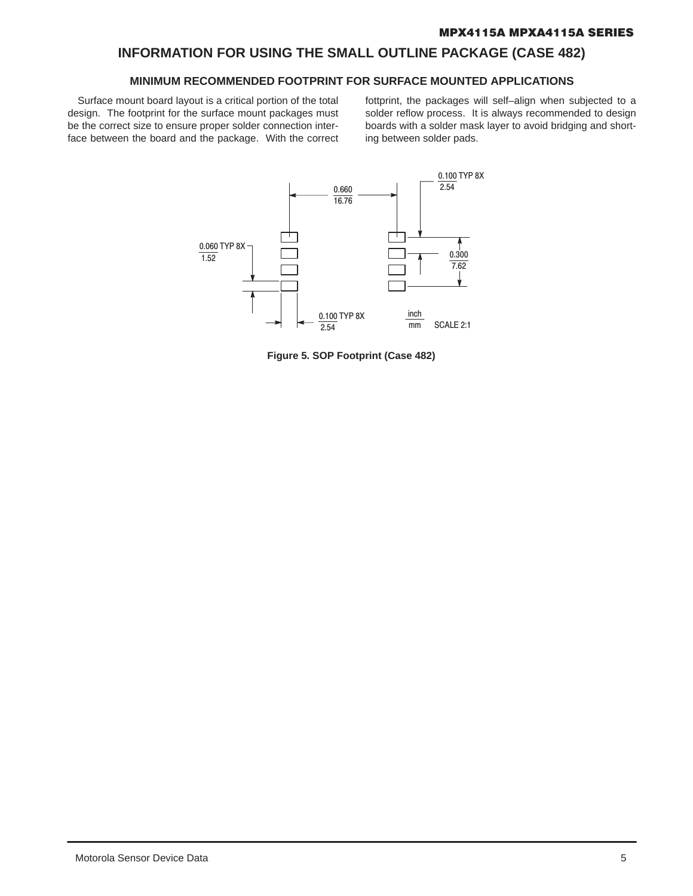# INFORMATION FOR USING THE SMALL OUTLINE PACKAGE (CASE 482)

## MINIMUM RECOMMENDED FOOTPRINT FOR SURFACE MOUNTED APPLICATIONS

Surface mount board layout is a critical portion of the total design. The footprint for the surface mount packages must be the correct size to ensure proper solder connection interface between the board and the package. With the correct fottprint, the packages will self–align when subjected to a solder reflow process. It is always recommended to design boards with a solder mask layer to avoid bridging and shorting between solder pads.

0.660 / 16.76

0.100 TYP 8X / 2.54

0.060 TYP 8X / 1.52

0.300 / 7.62

0.100 TYP 8X / 2.54

inch / mm SCALE 2:1

**Figure 5. SOP Footprint (Case 482)**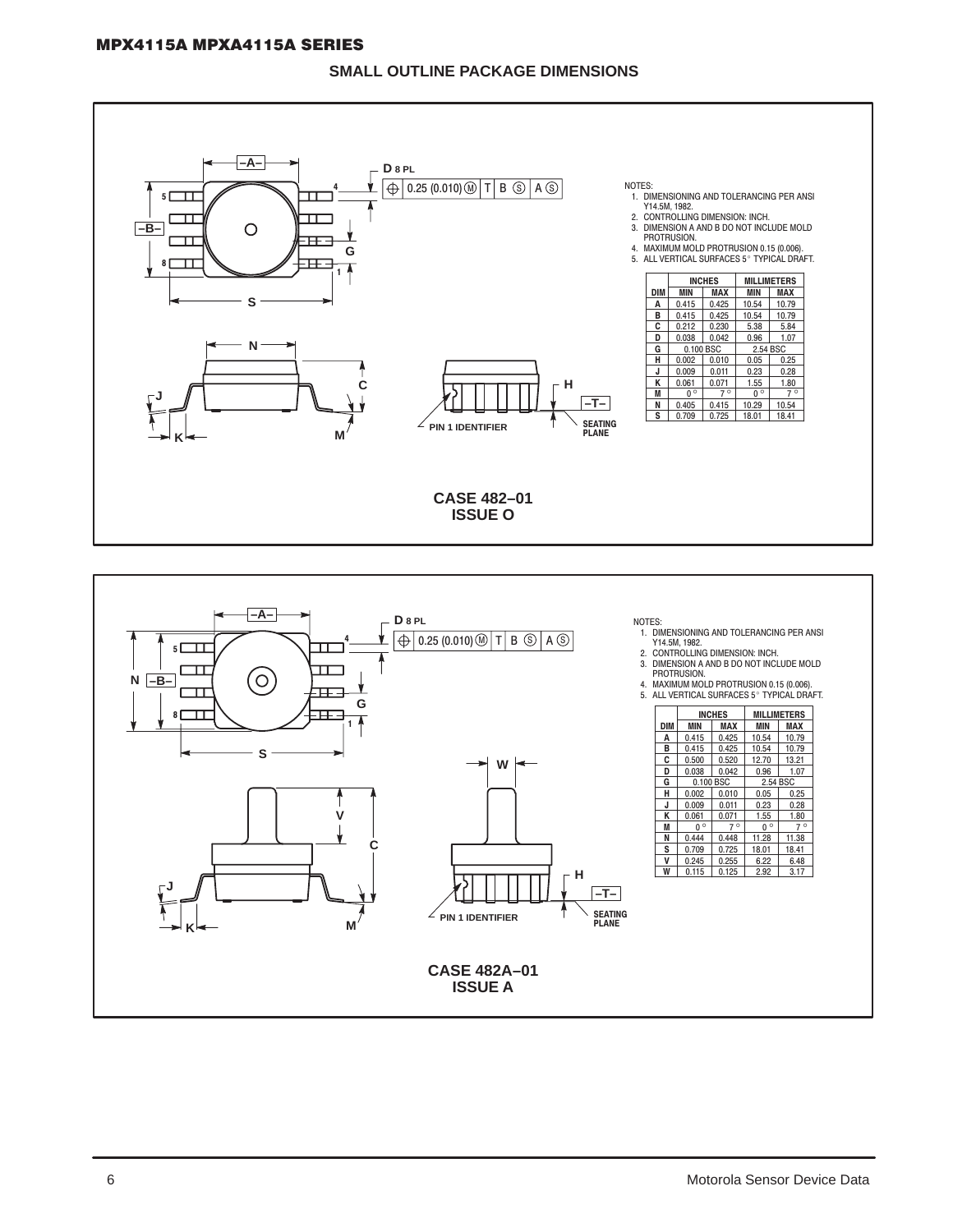## SMALL OUTLINE PACKAGE DIMENSIONS

NOTES:
1. DIMENSIONING AND TOLERANCING PER ANSI Y14.5M, 1982.
2. CONTROLLING DIMENSION: INCH.
3. DIMENSION A AND B DO NOT INCLUDE MOLD PROTRUSION.
4. MAXIMUM MOLD PROTRUSION 0.15 (0.006).
5. ALL VERTICAL SURFACES 5° TYPICAL DRAFT.

| DIM | INCHES MIN | INCHES MAX | MILLIMETERS MIN | MILLIMETERS MAX |
|---|---|---|---|---|
| A | 0.415 | 0.425 | 10.54 | 10.79 |
| B | 0.415 | 0.425 | 10.54 | 10.79 |
| C | 0.212 | 0.230 | 5.38 | 5.84 |
| D | 0.038 | 0.042 | 0.96 | 1.07 |
| G | 0.100 BSC | | 2.54 BSC | |
| H | 0.002 | 0.010 | 0.05 | 0.25 |
| J | 0.009 | 0.011 | 0.23 | 0.28 |
| K | 0.061 | 0.071 | 1.55 | 1.80 |
| M | 0° | 7° | 0° | 7° |
| N | 0.405 | 0.415 | 10.29 | 10.54 |
| S | 0.709 | 0.725 | 18.01 | 18.41 |

**CASE 482–01**
**ISSUE O**

NOTES:
1. DIMENSIONING AND TOLERANCING PER ANSI Y14.5M, 1982.
2. CONTROLLING DIMENSION: INCH.
3. DIMENSION A AND B DO NOT INCLUDE MOLD PROTRUSION.
4. MAXIMUM MOLD PROTRUSION 0.15 (0.006).
5. ALL VERTICAL SURFACES 5° TYPICAL DRAFT.

| DIM | INCHES MIN | INCHES MAX | MILLIMETERS MIN | MILLIMETERS MAX |
|---|---|---|---|---|
| A | 0.415 | 0.425 | 10.54 | 10.79 |
| B | 0.415 | 0.425 | 10.54 | 10.79 |
| C | 0.500 | 0.520 | 12.70 | 13.21 |
| D | 0.038 | 0.042 | 0.96 | 1.07 |
| G | 0.100 BSC | | 2.54 BSC | |
| H | 0.002 | 0.010 | 0.05 | 0.25 |
| J | 0.009 | 0.011 | 0.23 | 0.28 |
| K | 0.061 | 0.071 | 1.55 | 1.80 |
| M | 0° | 7° | 0° | 7° |
| N | 0.444 | 0.448 | 11.28 | 11.38 |
| S | 0.709 | 0.725 | 18.01 | 18.41 |
| V | 0.245 | 0.255 | 6.22 | 6.48 |
| W | 0.115 | 0.125 | 2.92 | 3.17 |

**CASE 482A–01**
**ISSUE A**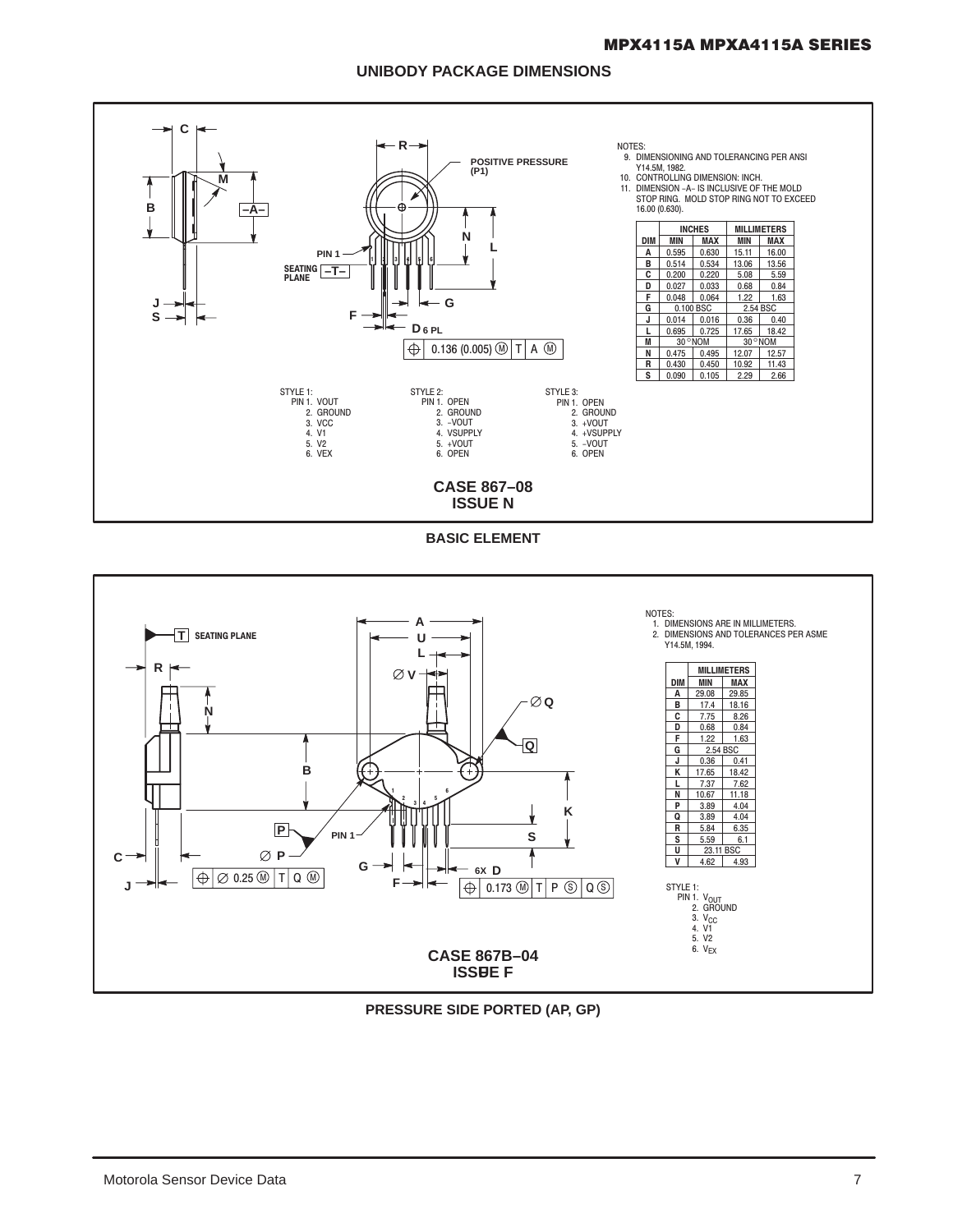## UNIBODY PACKAGE DIMENSIONS

NOTES:
9. DIMENSIONING AND TOLERANCING PER ANSI Y14.5M, 1982.
10. CONTROLLING DIMENSION: INCH.
11. DIMENSION –A– IS INCLUSIVE OF THE MOLD STOP RING. MOLD STOP RING NOT TO EXCEED 16.00 (0.630).

| DIM | INCHES | | MILLIMETERS | |
|---|---|---|---|---|
| | MIN | MAX | MIN | MAX |
| A | 0.595 | 0.630 | 15.11 | 16.00 |
| B | 0.514 | 0.534 | 13.06 | 13.56 |
| C | 0.200 | 0.220 | 5.08 | 5.59 |
| D | 0.027 | 0.033 | 0.68 | 0.84 |
| F | 0.048 | 0.064 | 1.22 | 1.63 |
| G | 0.100 BSC | | 2.54 BSC | |
| J | 0.014 | 0.016 | 0.36 | 0.40 |
| L | 0.695 | 0.725 | 17.65 | 18.42 |
| M | 30° NOM | | 30° NOM | |
| N | 0.475 | 0.495 | 12.07 | 12.57 |
| R | 0.430 | 0.450 | 10.92 | 11.43 |
| S | 0.090 | 0.105 | 2.29 | 2.66 |

POSITIVE PRESSURE (P1)

PIN 1

SEATING PLANE –T–

D 6 PL

⊕ 0.136 (0.005) Ⓜ T A Ⓜ

STYLE 1:
PIN 1. VOUT
2. GROUND
3. VCC
4. V1
5. V2
6. VEX

STYLE 2:
PIN 1. OPEN
2. GROUND
3. –VOUT
4. VSUPPLY
5. +VOUT
6. OPEN

STYLE 3:
PIN 1. OPEN
2. GROUND
3. +VOUT
4. +VSUPPLY
5. –VOUT
6. OPEN

**CASE 867–08**
**ISSUE N**

**BASIC ELEMENT**

NOTES:
1. DIMENSIONS ARE IN MILLIMETERS.
2. DIMENSIONS AND TOLERANCES PER ASME Y14.5M, 1994.

| DIM | MILLIMETERS | |
|---|---|---|
| | MIN | MAX |
| A | 29.08 | 29.85 |
| B | 17.4 | 18.16 |
| C | 7.75 | 8.26 |
| D | 0.68 | 0.84 |
| F | 1.22 | 1.63 |
| G | 2.54 BSC | |
| J | 0.36 | 0.41 |
| K | 17.65 | 18.42 |
| L | 7.37 | 7.62 |
| N | 10.67 | 11.18 |
| P | 3.89 | 4.04 |
| Q | 3.89 | 4.04 |
| R | 5.84 | 6.35 |
| S | 5.59 | 6.1 |
| U | 23.11 BSC | |
| V | 4.62 | 4.93 |

SEATING PLANE T

PIN 1

⊕ ∅ 0.25 Ⓜ T Q Ⓜ

6X D

⊕ 0.173 Ⓜ T P Ⓢ Q Ⓢ

STYLE 1:
PIN 1. $V_{OUT}$
2. GROUND
3. $V_{CC}$
4. V1
5. V2
6. $V_{EX}$

**CASE 867B–04**
**ISSUE F**

**PRESSURE SIDE PORTED (AP, GP)**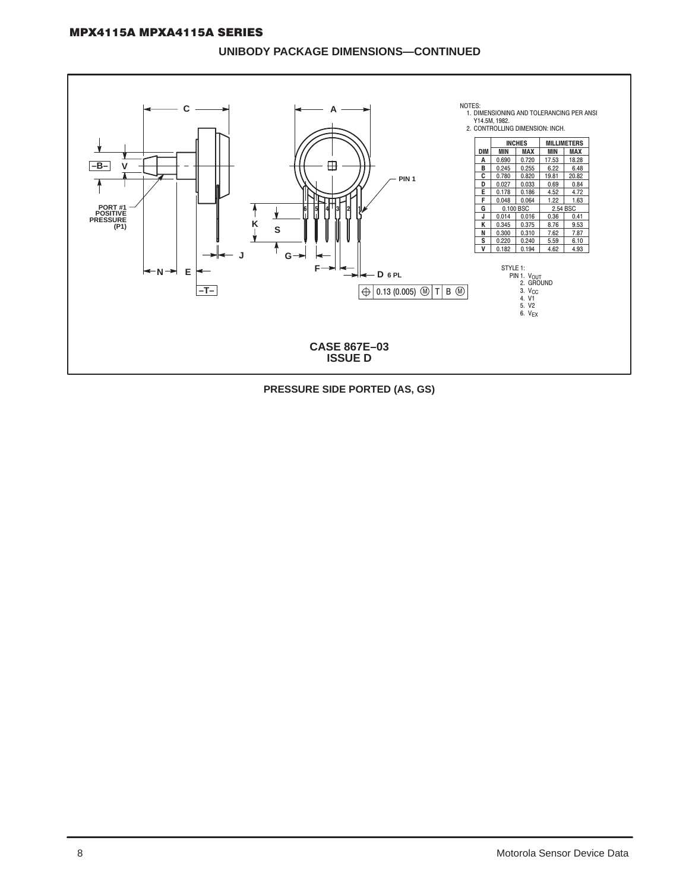## UNIBODY PACKAGE DIMENSIONS—CONTINUED

NOTES:
1. DIMENSIONING AND TOLERANCING PER ANSI Y14.5M, 1982.
2. CONTROLLING DIMENSION: INCH.

| DIM | INCHES MIN | INCHES MAX | MILLIMETERS MIN | MILLIMETERS MAX |
|---|---|---|---|---|
| A | 0.690 | 0.720 | 17.53 | 18.28 |
| B | 0.245 | 0.255 | 6.22 | 6.48 |
| C | 0.780 | 0.820 | 19.81 | 20.82 |
| D | 0.027 | 0.033 | 0.69 | 0.84 |
| E | 0.178 | 0.186 | 4.52 | 4.72 |
| F | 0.048 | 0.064 | 1.22 | 1.63 |
| G | 0.100 BSC | | 2.54 BSC | |
| J | 0.014 | 0.016 | 0.36 | 0.41 |
| K | 0.345 | 0.375 | 8.76 | 9.53 |
| N | 0.300 | 0.310 | 7.62 | 7.87 |
| S | 0.220 | 0.240 | 5.59 | 6.10 |
| V | 0.182 | 0.194 | 4.62 | 4.93 |

STYLE 1:
PIN 1. $V_{OUT}$
2. GROUND
3. $V_{CC}$
4. V1
5. V2
6. $V_{EX}$

PORT #1 POSITIVE PRESSURE (P1)

PIN 1

D 6 PL

0.13 (0.005) Ⓜ T B Ⓜ

**CASE 867E–03**
**ISSUE D**

**PRESSURE SIDE PORTED (AS, GS)**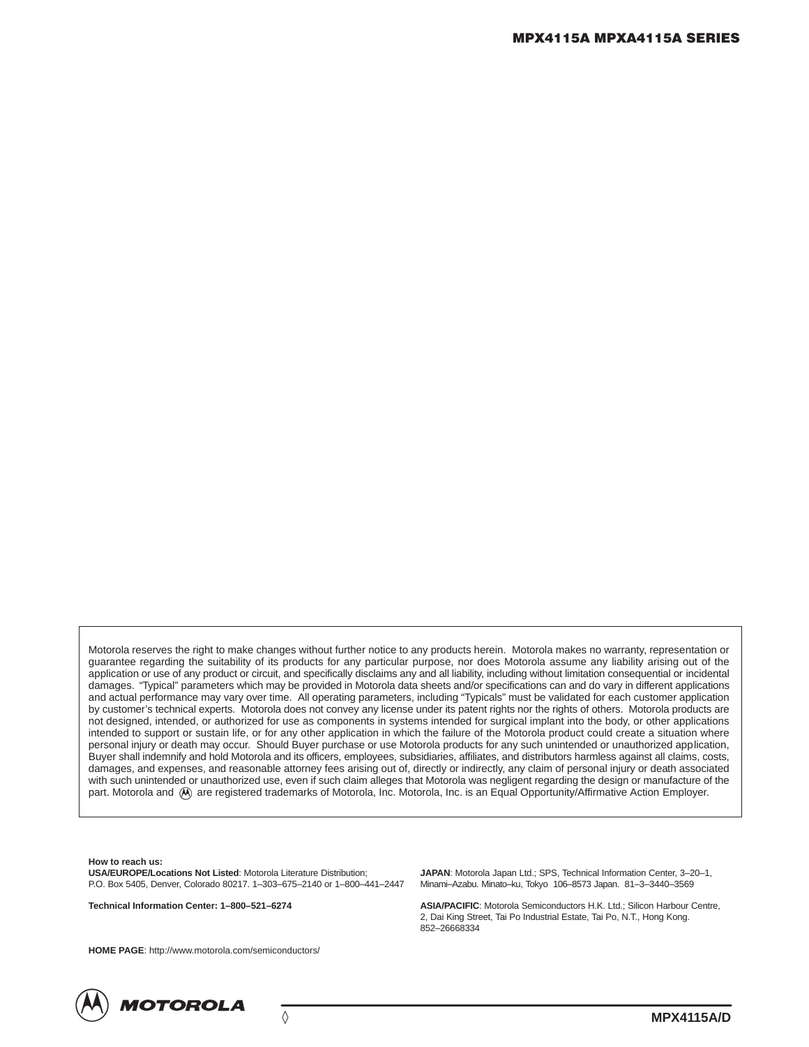Motorola reserves the right to make changes without further notice to any products herein. Motorola makes no warranty, representation or guarantee regarding the suitability of its products for any particular purpose, nor does Motorola assume any liability arising out of the application or use of any product or circuit, and specifically disclaims any and all liability, including without limitation consequential or incidental damages. “Typical” parameters which may be provided in Motorola data sheets and/or specifications can and do vary in different applications and actual performance may vary over time. All operating parameters, including “Typicals” must be validated for each customer application by customer’s technical experts. Motorola does not convey any license under its patent rights nor the rights of others. Motorola products are not designed, intended, or authorized for use as components in systems intended for surgical implant into the body, or other applications intended to support or sustain life, or for any other application in which the failure of the Motorola product could create a situation where personal injury or death may occur. Should Buyer purchase or use Motorola products for any such unintended or unauthorized application, Buyer shall indemnify and hold Motorola and its officers, employees, subsidiaries, affiliates, and distributors harmless against all claims, costs, damages, and expenses, and reasonable attorney fees arising out of, directly or indirectly, any claim of personal injury or death associated with such unintended or unauthorized use, even if such claim alleges that Motorola was negligent regarding the design or manufacture of the part. Motorola and Ⓜ are registered trademarks of Motorola, Inc. Motorola, Inc. is an Equal Opportunity/Affirmative Action Employer.

**How to reach us:**
**USA/EUROPE/Locations Not Listed**: Motorola Literature Distribution; P.O. Box 5405, Denver, Colorado 80217. 1–303–675–2140 or 1–800–441–2447

**Technical Information Center: 1–800–521–6274**

**JAPAN**: Motorola Japan Ltd.; SPS, Technical Information Center, 3–20–1, Minami–Azabu. Minato–ku, Tokyo 106–8573 Japan. 81–3–3440–3569

**ASIA/PACIFIC**: Motorola Semiconductors H.K. Ltd.; Silicon Harbour Centre, 2, Dai King Street, Tai Po Industrial Estate, Tai Po, N.T., Hong Kong. 852–26668334

**HOME PAGE**: http://www.motorola.com/semiconductors/

**MOTOROLA**

◊

**MPX4115A/D**